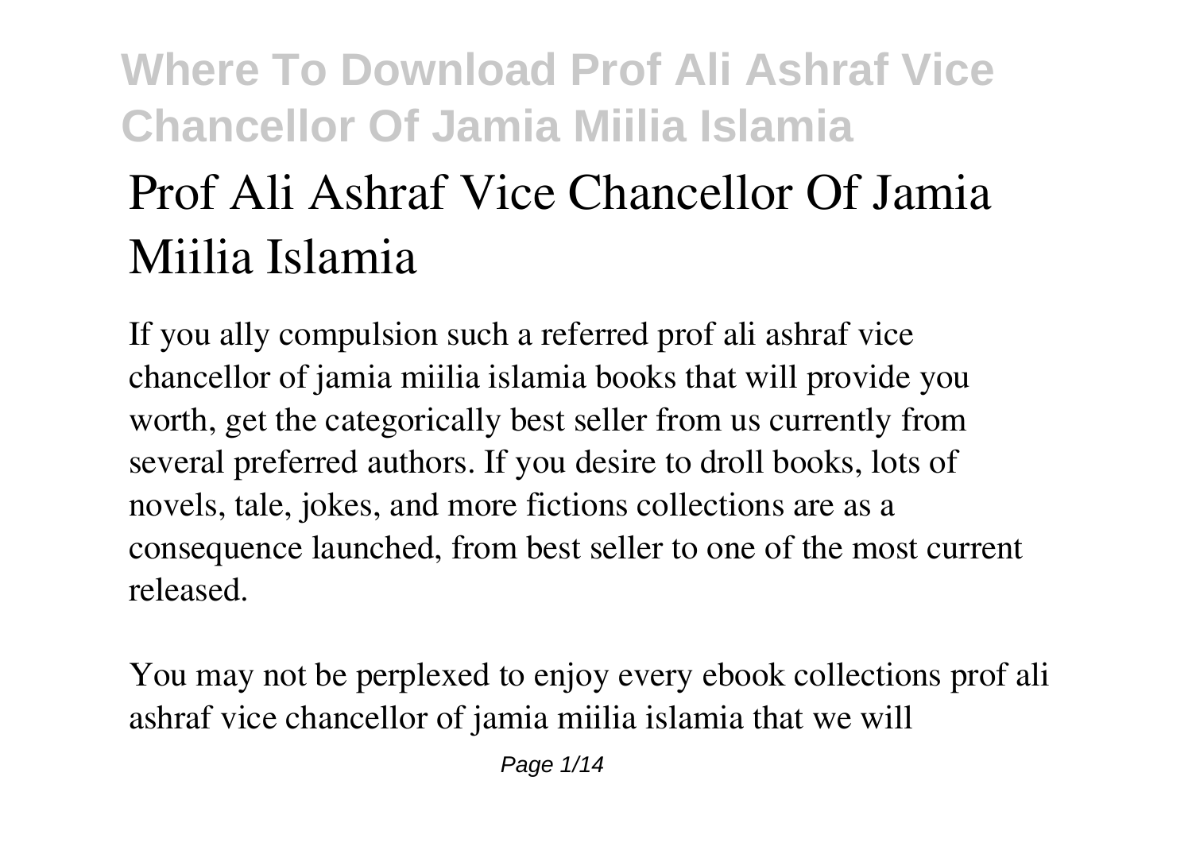# Prof Ali Ashraf Vice Chancellor Of Jamia Miilia Islamia

If you ally compulsion such a referred prof ali ashraf vice chancellor of jamia miilia islamia books that will provide you worth, get the categorically best seller from us currently from several preferred authors. If you desire to droll books, lots of novels, tale, jokes, and more fictions collections are as a consequence launched, from best seller to one of the most current released.

You may not be perplexed to enjoy every ebook collections prof ali ashraf vice chancellor of jamia miilia islamia that we will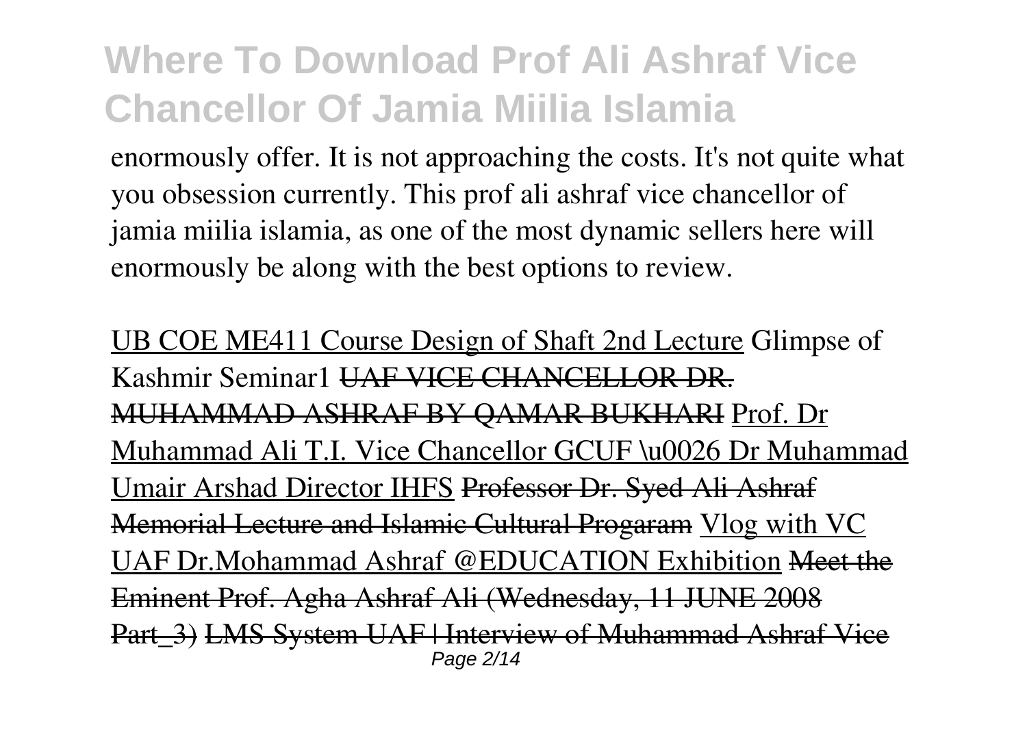enormously offer. It is not approaching the costs. It's not quite what you obsession currently. This prof ali ashraf vice chancellor of jamia miilia islamia, as one of the most dynamic sellers here will enormously be along with the best options to review.

UB COE ME411 Course Design of Shaft 2nd Lecture Glimpse of Kashmir Seminar1 ~~UAF VICE CHANCELLOR DR. MUHAMMAD ASHRAF BY QAMAR BUKHARI~~ Prof. Dr Muhammad Ali T.I. Vice Chancellor GCUF \u0026 Dr Muhammad Umair Arshad Director IHFS ~~Professor Dr. Syed Ali Ashraf Memorial Lecture and Islamic Cultural Progaram~~ Vlog with VC UAF Dr.Mohammad Ashraf @EDUCATION Exhibition ~~Meet the Eminent Prof. Agha Ashraf Ali (Wednesday, 11 JUNE 2008 Part_3)~~ ~~LMS System UAF | Interview of Muhammad Ashraf Vice~~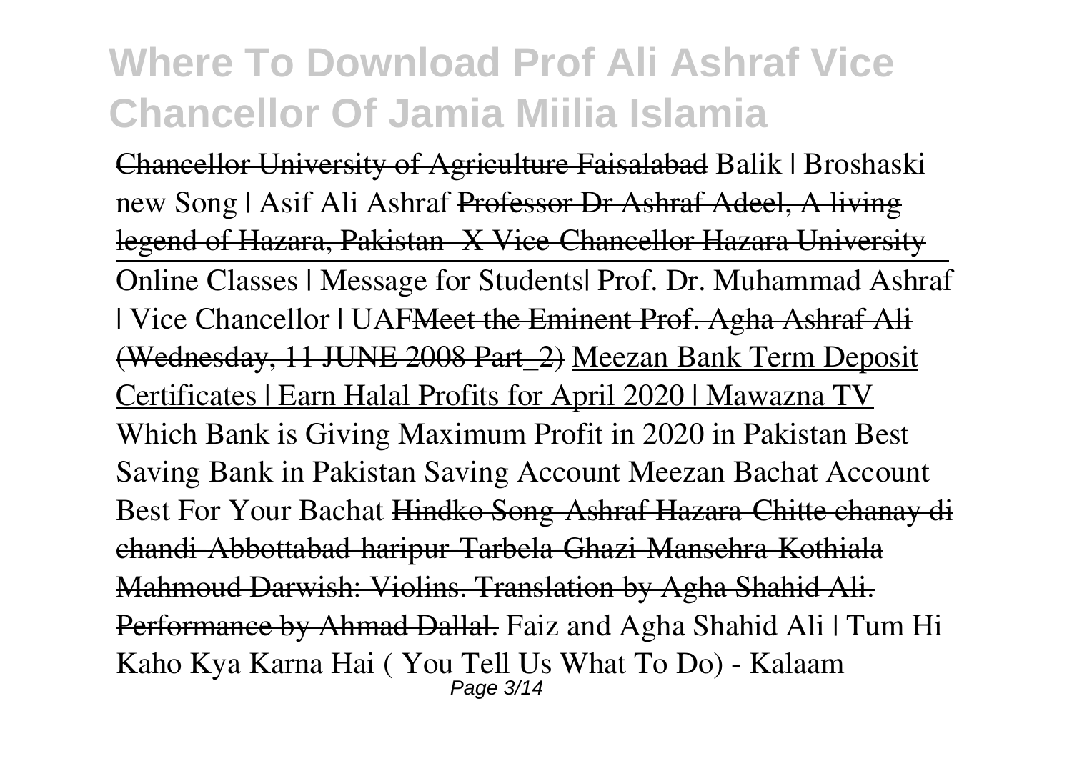Chancellor University of Agriculture Faisalabad Balik | Broshaski new Song | Asif Ali Ashraf Professor Dr Ashraf Adeel, A living legend of Hazara, Pakistan- X Vice-Chancellor Hazara University

Online Classes | Message for Students| Prof. Dr. Muhammad Ashraf | Vice Chancellor | UAF Meet the Eminent Prof. Agha Ashraf Ali (Wednesday, 11 JUNE 2008 Part_2) Meezan Bank Term Deposit Certificates | Earn Halal Profits for April 2020 | Mawazna TV Which Bank is Giving Maximum Profit in 2020 in Pakistan Best Saving Bank in Pakistan Saving Account Meezan Bachat Account Best For Your Bachat Hindko Song-Ashraf Hazara-Chitte chanay di chandi-Abbottabad-haripur-Tarbela-Ghazi-Mansehra-Kothiala Mahmoud Darwish: Violins. Translation by Agha Shahid Ali. Performance by Ahmad Dallal. Faiz and Agha Shahid Ali | Tum Hi Kaho Kya Karna Hai ( You Tell Us What To Do) - Kalaam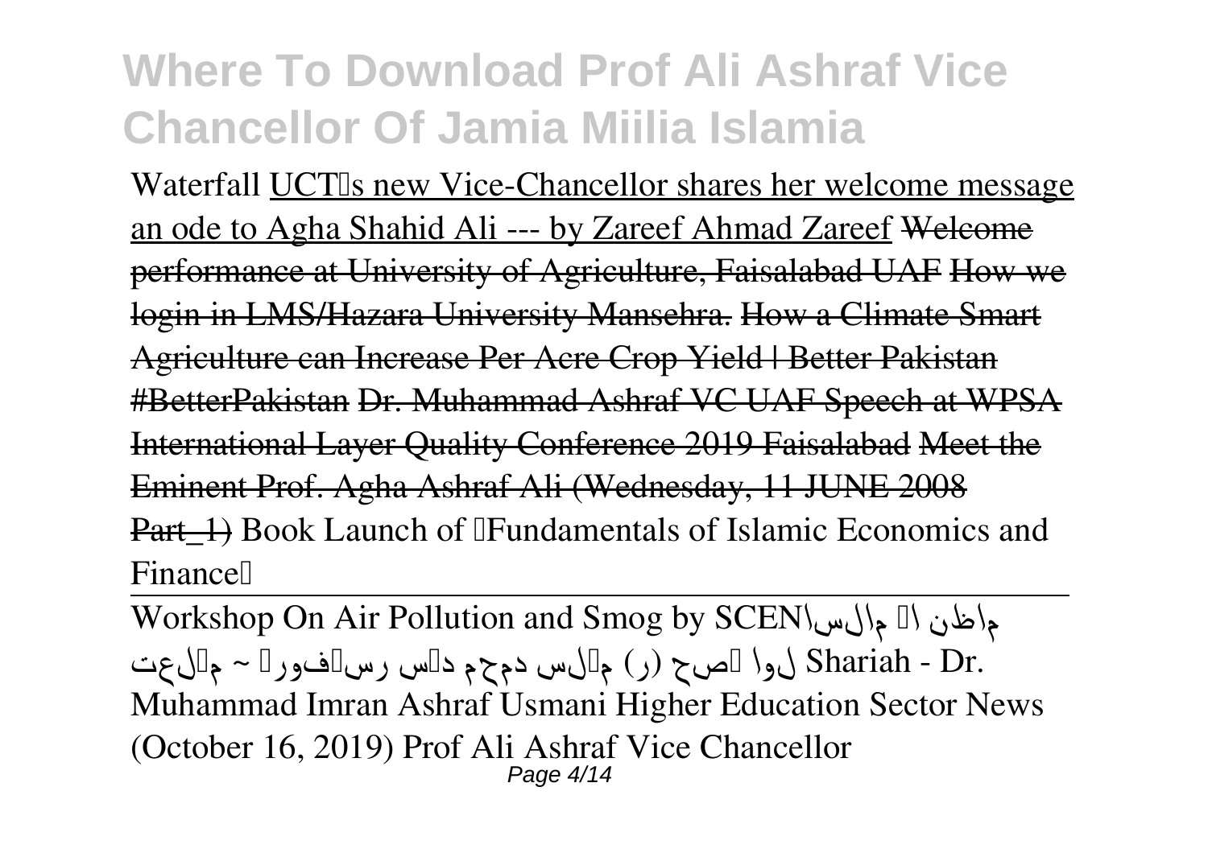Waterfall UCT's new Vice-Chancellor shares her welcome message an ode to Agha Shahid Ali --- by Zareef Ahmad Zareef ~~Welcome performance at University of Agriculture, Faisalabad UAF~~ ~~How we login in LMS/Hazara University Mansehra.~~ ~~How a Climate Smart Agriculture can Increase Per Acre Crop Yield | Better Pakistan #BetterPakistan~~ ~~Dr. Muhammad Ashraf VC UAF Speech at WPSA International Layer Quality Conference 2019 Faisalabad~~ ~~Meet the Eminent Prof. Agha Ashraf Ali (Wednesday, 11 JUNE 2008 Part_1)~~ Book Launch of "Fundamentals of Islamic Economics and Finance"

Workshop On Air Pollution and Smog by SCEN مالسا اک ماظن Shariah - Dr. Muhammad Imran Ashraf Usmani لوا ہصح (ر) مالس دمحم دیس رسیفورپ ~ میلعت Higher Education Sector News (October 16, 2019) Prof Ali Ashraf Vice Chancellor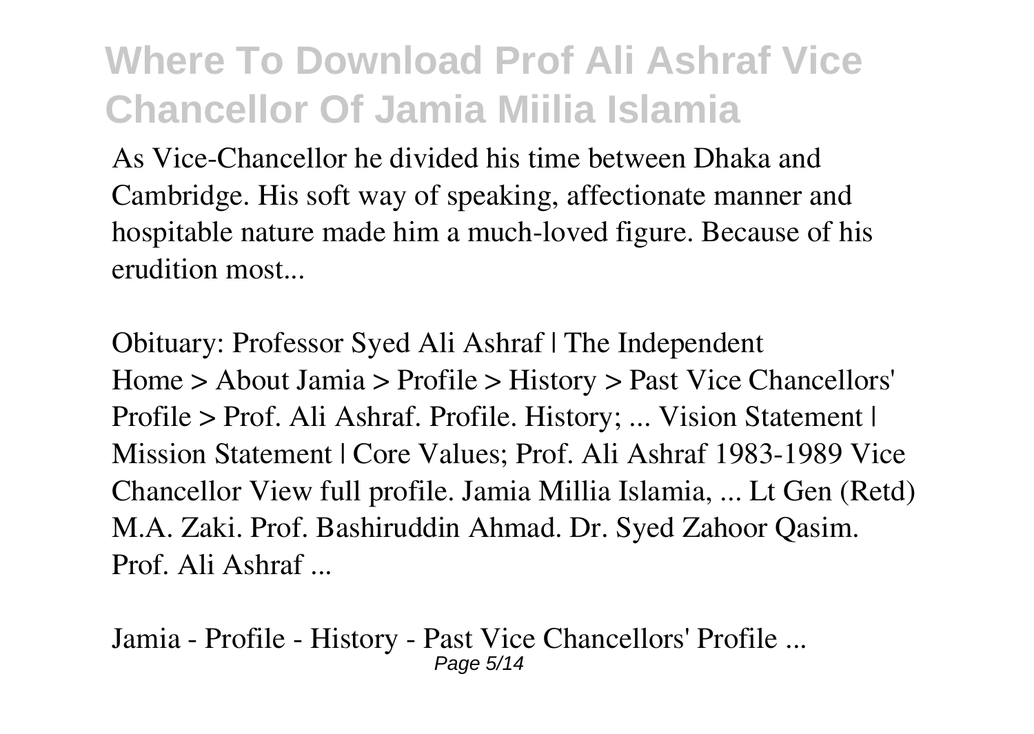As Vice-Chancellor he divided his time between Dhaka and Cambridge. His soft way of speaking, affectionate manner and hospitable nature made him a much-loved figure. Because of his erudition most...

**Obituary: Professor Syed Ali Ashraf | The Independent**

Home > About Jamia > Profile > History > Past Vice Chancellors' Profile > Prof. Ali Ashraf. Profile. History; ... Vision Statement | Mission Statement | Core Values; Prof. Ali Ashraf 1983-1989 Vice Chancellor View full profile. Jamia Millia Islamia, ... Lt Gen (Retd) M.A. Zaki. Prof. Bashiruddin Ahmad. Dr. Syed Zahoor Qasim. Prof. Ali Ashraf ...

**Jamia - Profile - History - Past Vice Chancellors' Profile ...**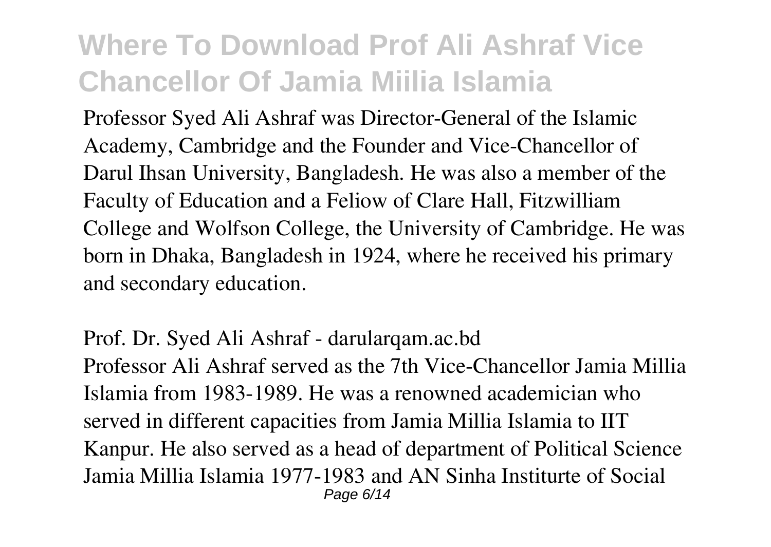Professor Syed Ali Ashraf was Director-General of the Islamic Academy, Cambridge and the Founder and Vice-Chancellor of Darul Ihsan University, Bangladesh. He was also a member of the Faculty of Education and a Feliow of Clare Hall, Fitzwilliam College and Wolfson College, the University of Cambridge. He was born in Dhaka, Bangladesh in 1924, where he received his primary and secondary education.

*Prof. Dr. Syed Ali Ashraf - darularqam.ac.bd*

Professor Ali Ashraf served as the 7th Vice-Chancellor Jamia Millia Islamia from 1983-1989. He was a renowned academician who served in different capacities from Jamia Millia Islamia to IIT Kanpur. He also served as a head of department of Political Science Jamia Millia Islamia 1977-1983 and AN Sinha Insiturte of Social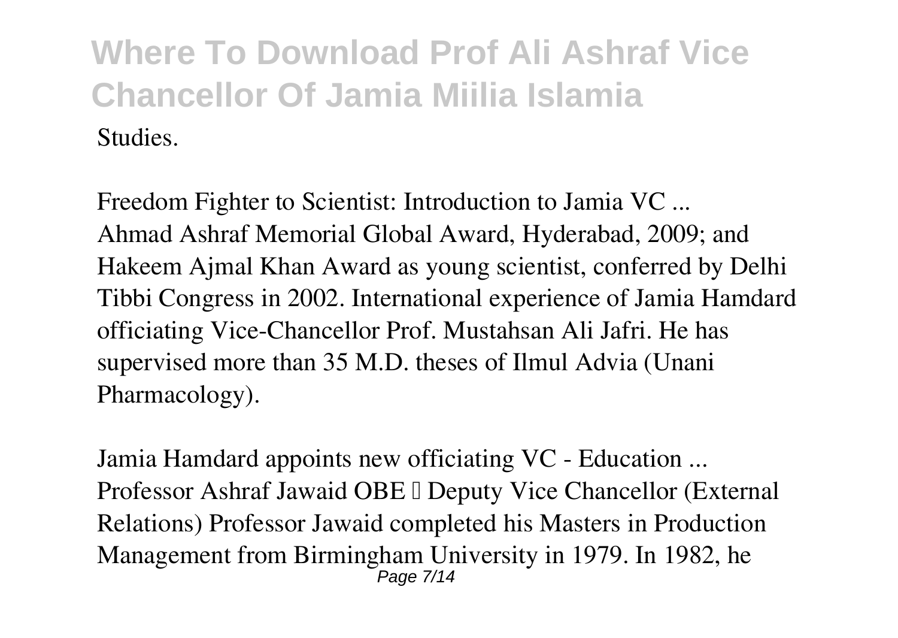Studies.

*Freedom Fighter to Scientist: Introduction to Jamia VC ...*
Ahmad Ashraf Memorial Global Award, Hyderabad, 2009; and Hakeem Ajmal Khan Award as young scientist, conferred by Delhi Tibbi Congress in 2002. International experience of Jamia Hamdard officiating Vice-Chancellor Prof. Mustahsan Ali Jafri. He has supervised more than 35 M.D. theses of Ilmul Advia (Unani Pharmacology).

*Jamia Hamdard appoints new officiating VC - Education ...*
Professor Ashraf Jawaid OBE – Deputy Vice Chancellor (External Relations) Professor Jawaid completed his Masters in Production Management from Birmingham University in 1979. In 1982, he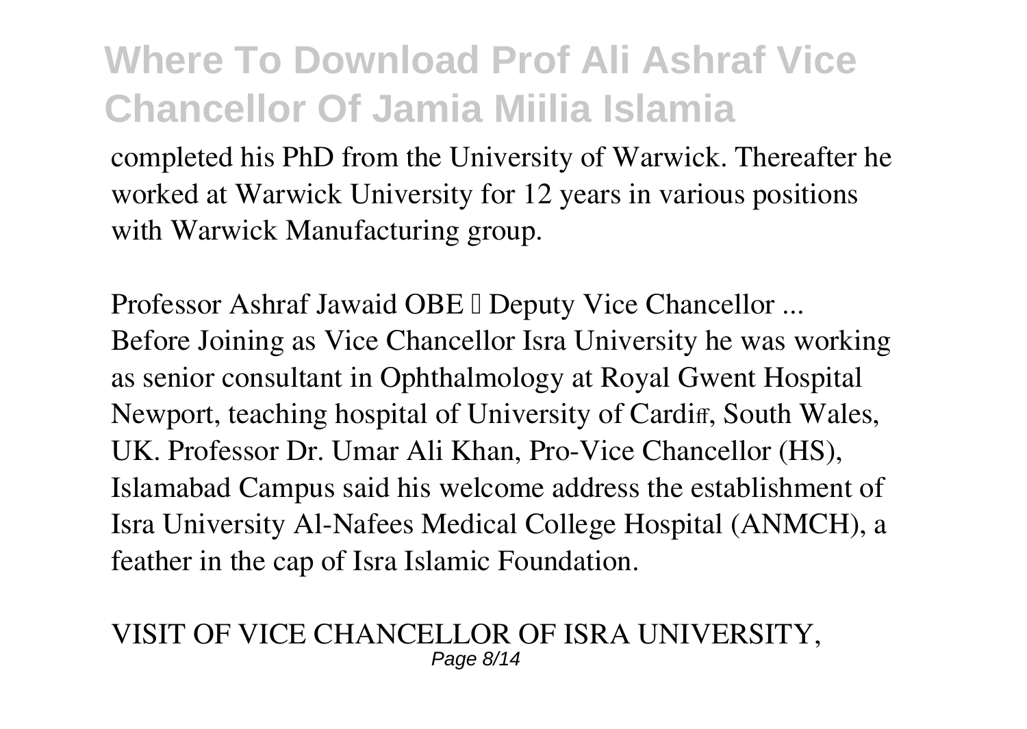completed his PhD from the University of Warwick. Thereafter he worked at Warwick University for 12 years in various positions with Warwick Manufacturing group.

*Professor Ashraf Jawaid OBE – Deputy Vice Chancellor ...*

Before Joining as Vice Chancellor Isra University he was working as senior consultant in Ophthalmology at Royal Gwent Hospital Newport, teaching hospital of University of Cardiff, South Wales, UK. Professor Dr. Umar Ali Khan, Pro-Vice Chancellor (HS), Islamabad Campus said his welcome address the establishment of Isra University Al-Nafees Medical College Hospital (ANMCH), a feather in the cap of Isra Islamic Foundation.

*VISIT OF VICE CHANCELLOR OF ISRA UNIVERSITY,*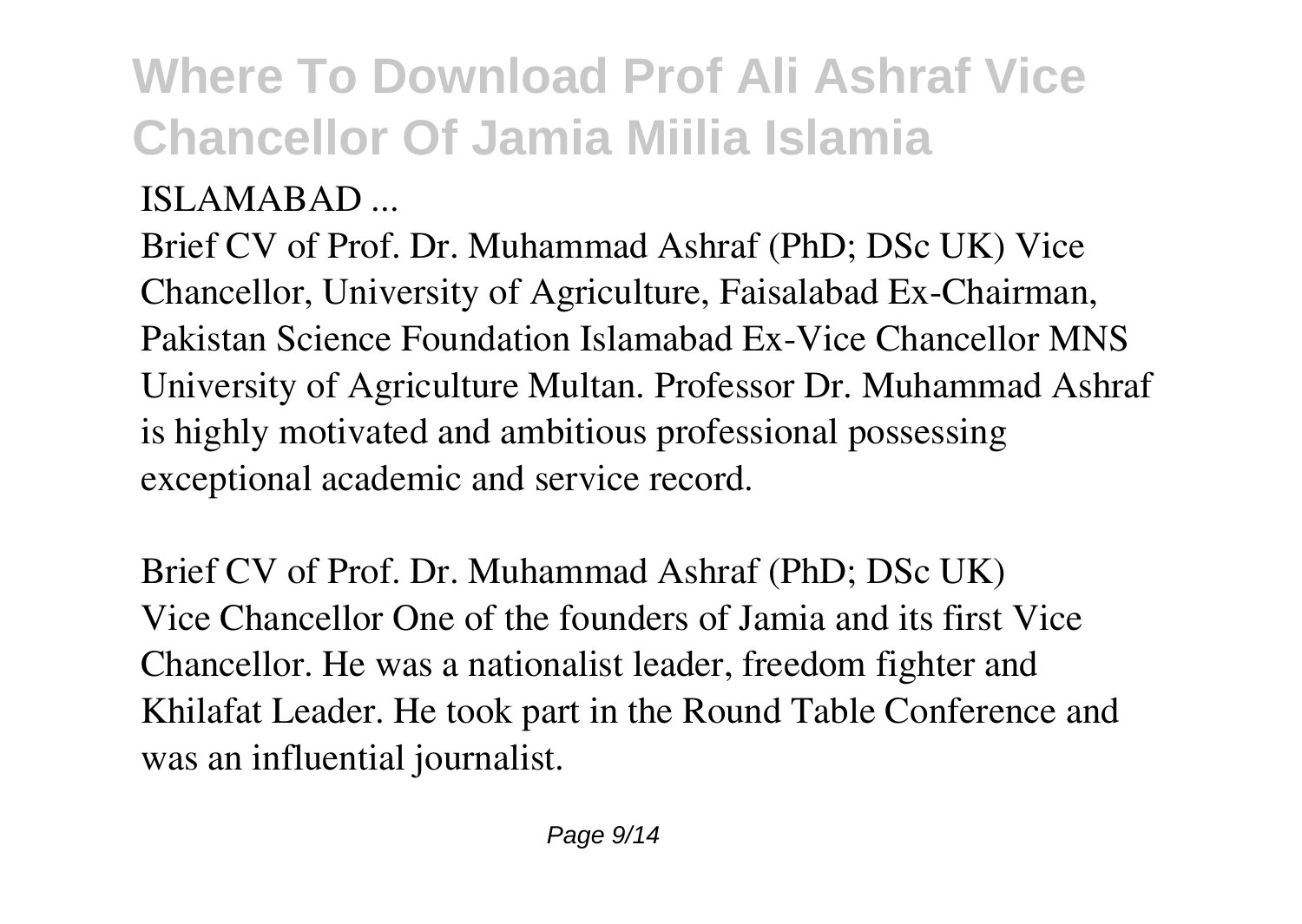ISLAMABAD ...

Brief CV of Prof. Dr. Muhammad Ashraf (PhD; DSc UK) Vice Chancellor, University of Agriculture, Faisalabad Ex-Chairman, Pakistan Science Foundation Islamabad Ex-Vice Chancellor MNS University of Agriculture Multan. Professor Dr. Muhammad Ashraf is highly motivated and ambitious professional possessing exceptional academic and service record.

Brief CV of Prof. Dr. Muhammad Ashraf (PhD; DSc UK)

Vice Chancellor One of the founders of Jamia and its first Vice Chancellor. He was a nationalist leader, freedom fighter and Khilafat Leader. He took part in the Round Table Conference and was an influential journalist.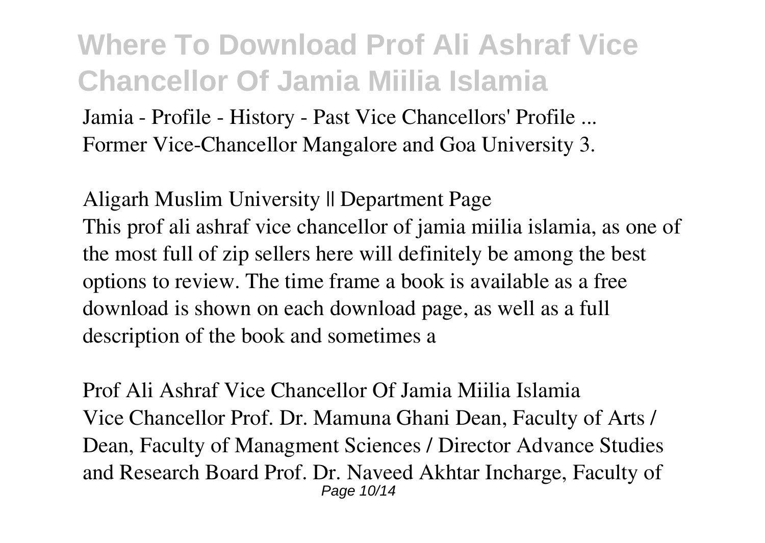Jamia - Profile - History - Past Vice Chancellors' Profile ...
Former Vice-Chancellor Mangalore and Goa University 3.

*Aligarh Muslim University || Department Page*

This prof ali ashraf vice chancellor of jamia miilia islamia, as one of the most full of zip sellers here will definitely be among the best options to review. The time frame a book is available as a free download is shown on each download page, as well as a full description of the book and sometimes a

*Prof Ali Ashraf Vice Chancellor Of Jamia Miilia Islamia*

Vice Chancellor Prof. Dr. Mamuna Ghani Dean, Faculty of Arts / Dean, Faculty of Managment Sciences / Director Advance Studies and Research Board Prof. Dr. Naveed Akhtar Incharge, Faculty of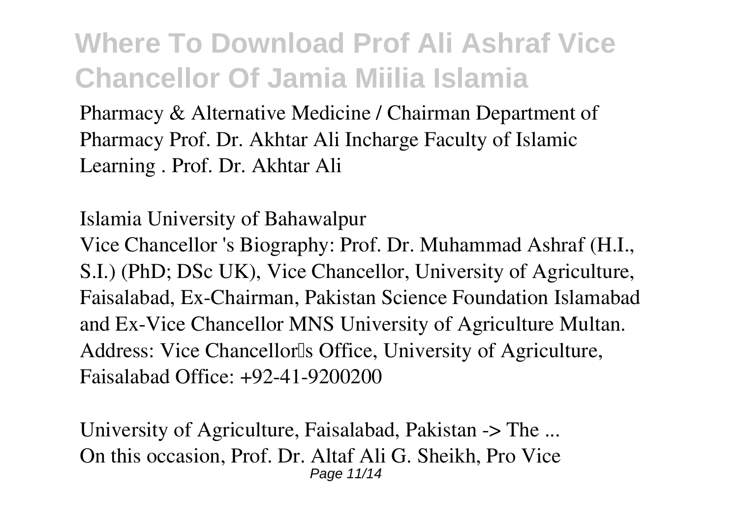Pharmacy & Alternative Medicine / Chairman Department of Pharmacy Prof. Dr. Akhtar Ali Incharge Faculty of Islamic Learning . Prof. Dr. Akhtar Ali

*Islamia University of Bahawalpur*

Vice Chancellor 's Biography: Prof. Dr. Muhammad Ashraf (H.I., S.I.) (PhD; DSc UK), Vice Chancellor, University of Agriculture, Faisalabad, Ex-Chairman, Pakistan Science Foundation Islamabad and Ex-Vice Chancellor MNS University of Agriculture Multan. Address: Vice Chancellor's Office, University of Agriculture, Faisalabad Office: +92-41-9200200

*University of Agriculture, Faisalabad, Pakistan -> The ...*

On this occasion, Prof. Dr. Altaf Ali G. Sheikh, Pro Vice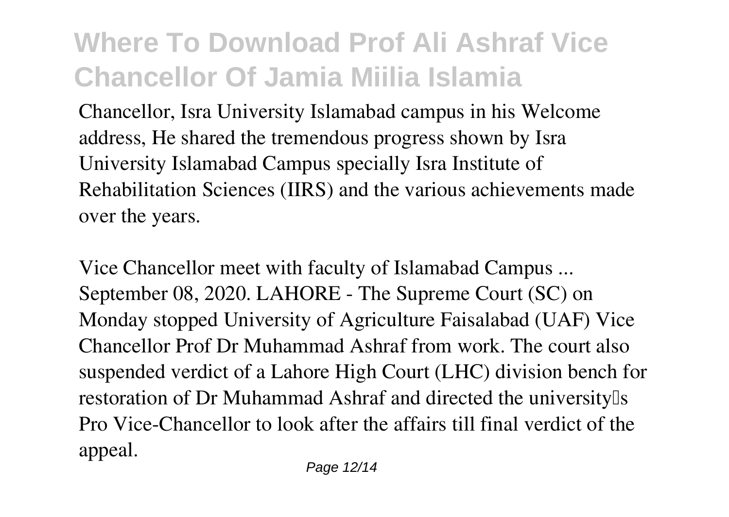Chancellor, Isra University Islamabad campus in his Welcome address, He shared the tremendous progress shown by Isra University Islamabad Campus specially Isra Institute of Rehabilitation Sciences (IIRS) and the various achievements made over the years.

Vice Chancellor meet with faculty of Islamabad Campus ...
September 08, 2020. LAHORE - The Supreme Court (SC) on Monday stopped University of Agriculture Faisalabad (UAF) Vice Chancellor Prof Dr Muhammad Ashraf from work. The court also suspended verdict of a Lahore High Court (LHC) division bench for restoration of Dr Muhammad Ashraf and directed the university's Pro Vice-Chancellor to look after the affairs till final verdict of the appeal.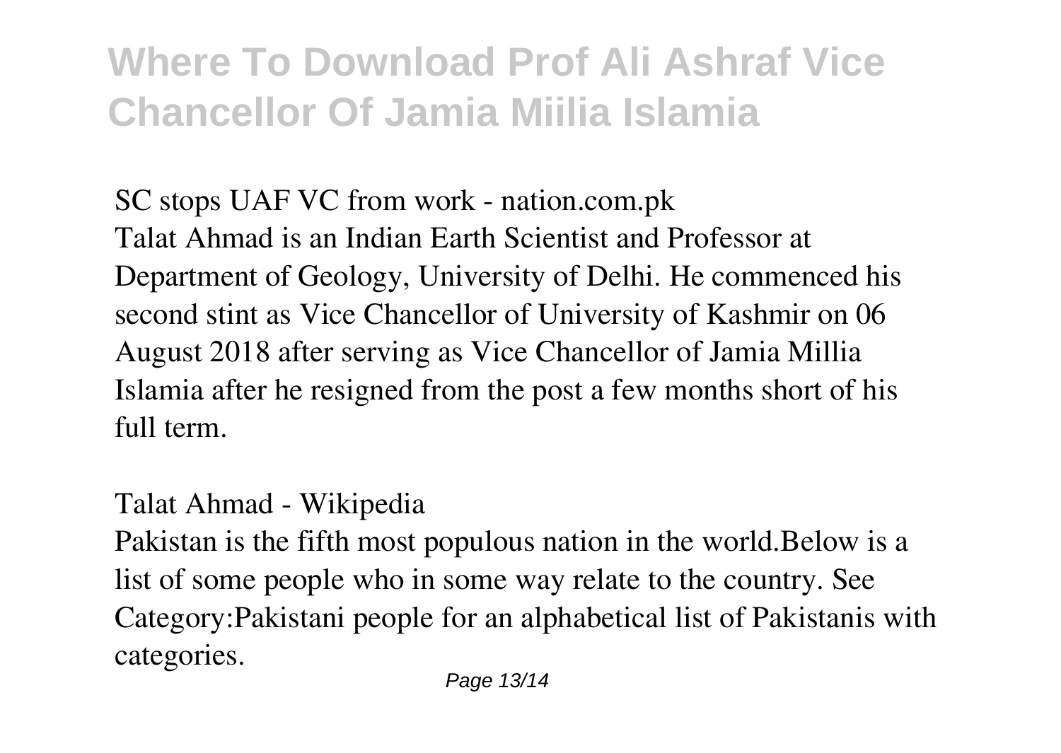**SC stops UAF VC from work - nation.com.pk**

Talat Ahmad is an Indian Earth Scientist and Professor at Department of Geology, University of Delhi. He commenced his second stint as Vice Chancellor of University of Kashmir on 06 August 2018 after serving as Vice Chancellor of Jamia Millia Islamia after he resigned from the post a few months short of his full term.

**Talat Ahmad - Wikipedia**

Pakistan is the fifth most populous nation in the world.Below is a list of some people who in some way relate to the country. See Category:Pakistani people for an alphabetical list of Pakistanis with categories.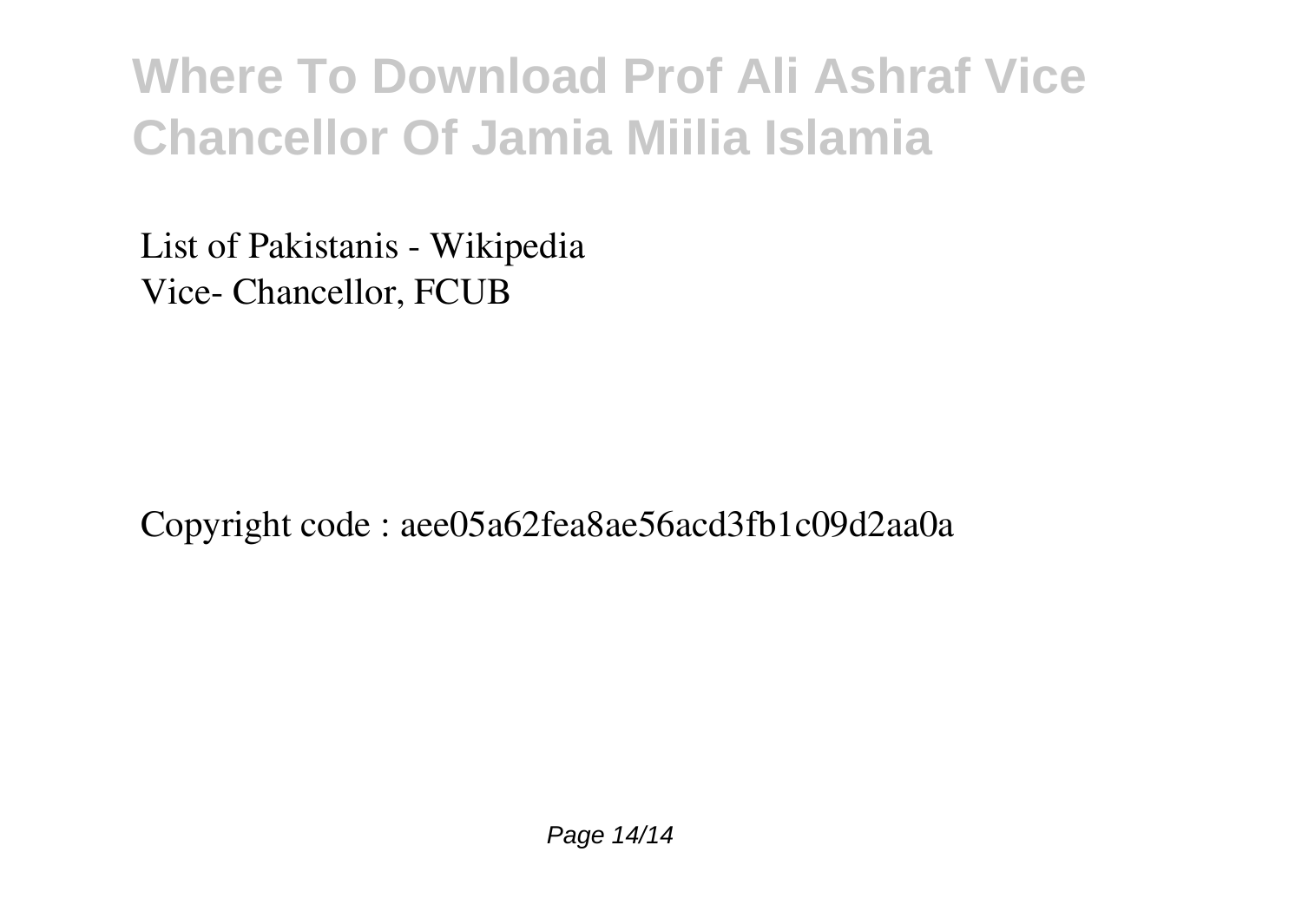List of Pakistanis - Wikipedia
Vice- Chancellor, FCUB

Copyright code : aee05a62fea8ae56acd3fb1c09d2aa0a